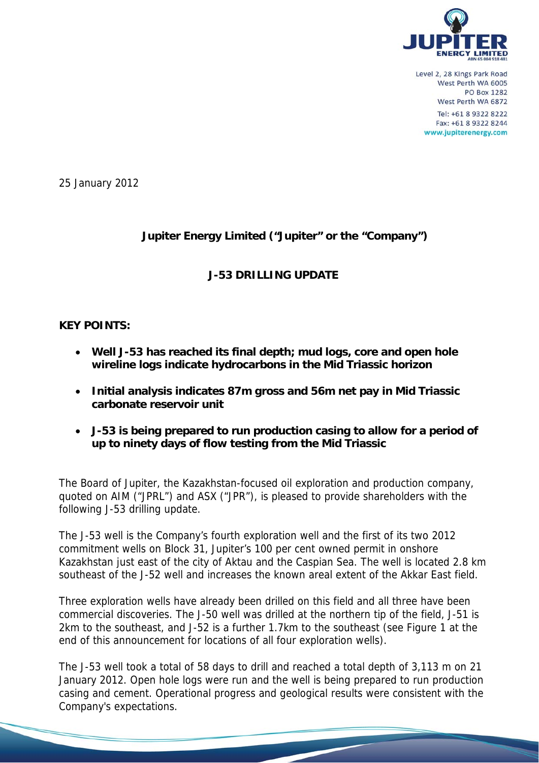Level 2, 28 Kings Park Road
West Perth WA 6005
PO Box 1282
West Perth WA 6872
Tel: +61 8 9322 8222
Fax: +61 8 9322 8244
www.jupiterenergy.com

25 January 2012

## Jupiter Energy Limited ("Jupiter" or the "Company")

## J-53 DRILLING UPDATE

**KEY POINTS:**

- **Well J-53 has reached its final depth; mud logs, core and open hole wireline logs indicate hydrocarbons in the Mid Triassic horizon**
- **Initial analysis indicates 87m gross and 56m net pay in Mid Triassic carbonate reservoir unit**
- **J-53 is being prepared to run production casing to allow for a period of up to ninety days of flow testing from the Mid Triassic**

The Board of Jupiter, the Kazakhstan-focused oil exploration and production company, quoted on AIM ("JPRL") and ASX ("JPR"), is pleased to provide shareholders with the following J-53 drilling update.

The J-53 well is the Company's fourth exploration well and the first of its two 2012 commitment wells on Block 31, Jupiter's 100 per cent owned permit in onshore Kazakhstan just east of the city of Aktau and the Caspian Sea. The well is located 2.8 km southeast of the J-52 well and increases the known areal extent of the Akkar East field.

Three exploration wells have already been drilled on this field and all three have been commercial discoveries. The J-50 well was drilled at the northern tip of the field, J-51 is 2km to the southeast, and J-52 is a further 1.7km to the southeast (see Figure 1 at the end of this announcement for locations of all four exploration wells).

The J-53 well took a total of 58 days to drill and reached a total depth of 3,113 m on 21 January 2012. Open hole logs were run and the well is being prepared to run production casing and cement. Operational progress and geological results were consistent with the Company's expectations.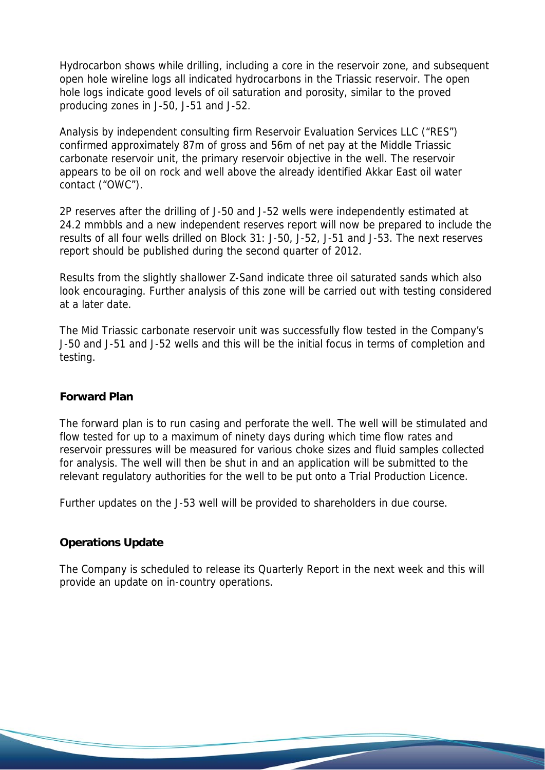Hydrocarbon shows while drilling, including a core in the reservoir zone, and subsequent open hole wireline logs all indicated hydrocarbons in the Triassic reservoir. The open hole logs indicate good levels of oil saturation and porosity, similar to the proved producing zones in J-50, J-51 and J-52.

Analysis by independent consulting firm Reservoir Evaluation Services LLC ("RES") confirmed approximately 87m of gross and 56m of net pay at the Middle Triassic carbonate reservoir unit, the primary reservoir objective in the well. The reservoir appears to be oil on rock and well above the already identified Akkar East oil water contact ("OWC").

2P reserves after the drilling of J-50 and J-52 wells were independently estimated at 24.2 mmbbls and a new independent reserves report will now be prepared to include the results of all four wells drilled on Block 31: J-50, J-52, J-51 and J-53. The next reserves report should be published during the second quarter of 2012.

Results from the slightly shallower Z-Sand indicate three oil saturated sands which also look encouraging. Further analysis of this zone will be carried out with testing considered at a later date.

The Mid Triassic carbonate reservoir unit was successfully flow tested in the Company's J-50 and J-51 and J-52 wells and this will be the initial focus in terms of completion and testing.

**Forward Plan**

The forward plan is to run casing and perforate the well. The well will be stimulated and flow tested for up to a maximum of ninety days during which time flow rates and reservoir pressures will be measured for various choke sizes and fluid samples collected for analysis. The well will then be shut in and an application will be submitted to the relevant regulatory authorities for the well to be put onto a Trial Production Licence.

Further updates on the J-53 well will be provided to shareholders in due course.

**Operations Update**

The Company is scheduled to release its Quarterly Report in the next week and this will provide an update on in-country operations.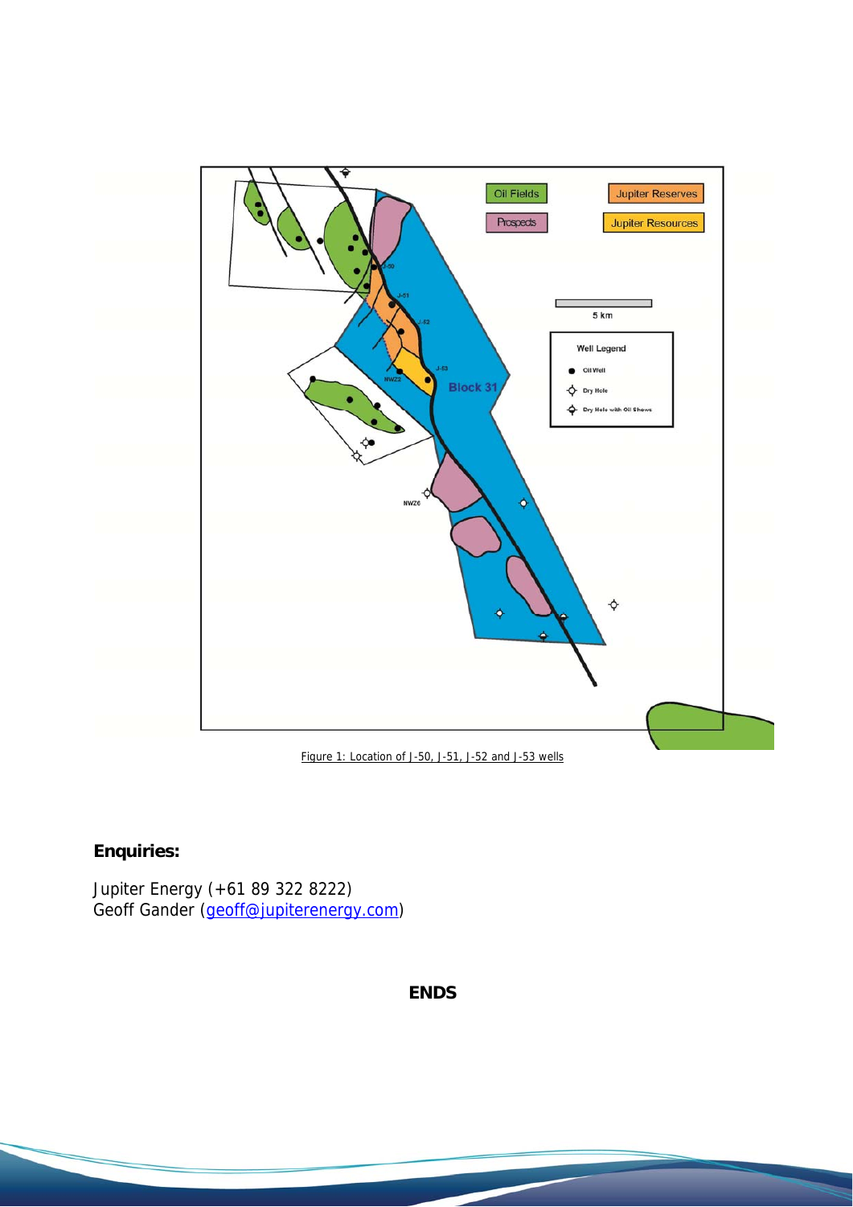Figure 1: Location of J-50, J-51, J-52 and J-53 wells

**Enquiries:**

Jupiter Energy (+61 89 322 8222)
Geoff Gander (geoff@jupiterenergy.com)

**ENDS**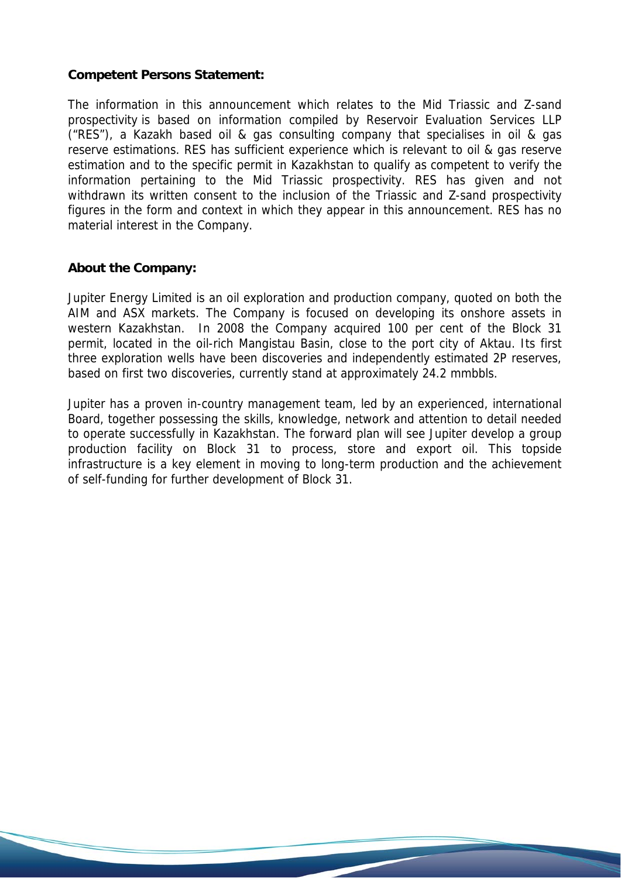**Competent Persons Statement:**

The information in this announcement which relates to the Mid Triassic and Z-sand prospectivity is based on information compiled by Reservoir Evaluation Services LLP ("RES"), a Kazakh based oil & gas consulting company that specialises in oil & gas reserve estimations. RES has sufficient experience which is relevant to oil & gas reserve estimation and to the specific permit in Kazakhstan to qualify as competent to verify the information pertaining to the Mid Triassic prospectivity. RES has given and not withdrawn its written consent to the inclusion of the Triassic and Z-sand prospectivity figures in the form and context in which they appear in this announcement. RES has no material interest in the Company.

**About the Company:**

Jupiter Energy Limited is an oil exploration and production company, quoted on both the AIM and ASX markets. The Company is focused on developing its onshore assets in western Kazakhstan. In 2008 the Company acquired 100 per cent of the Block 31 permit, located in the oil-rich Mangistau Basin, close to the port city of Aktau. Its first three exploration wells have been discoveries and independently estimated 2P reserves, based on first two discoveries, currently stand at approximately 24.2 mmbbls.

Jupiter has a proven in-country management team, led by an experienced, international Board, together possessing the skills, knowledge, network and attention to detail needed to operate successfully in Kazakhstan. The forward plan will see Jupiter develop a group production facility on Block 31 to process, store and export oil. This topside infrastructure is a key element in moving to long-term production and the achievement of self-funding for further development of Block 31.